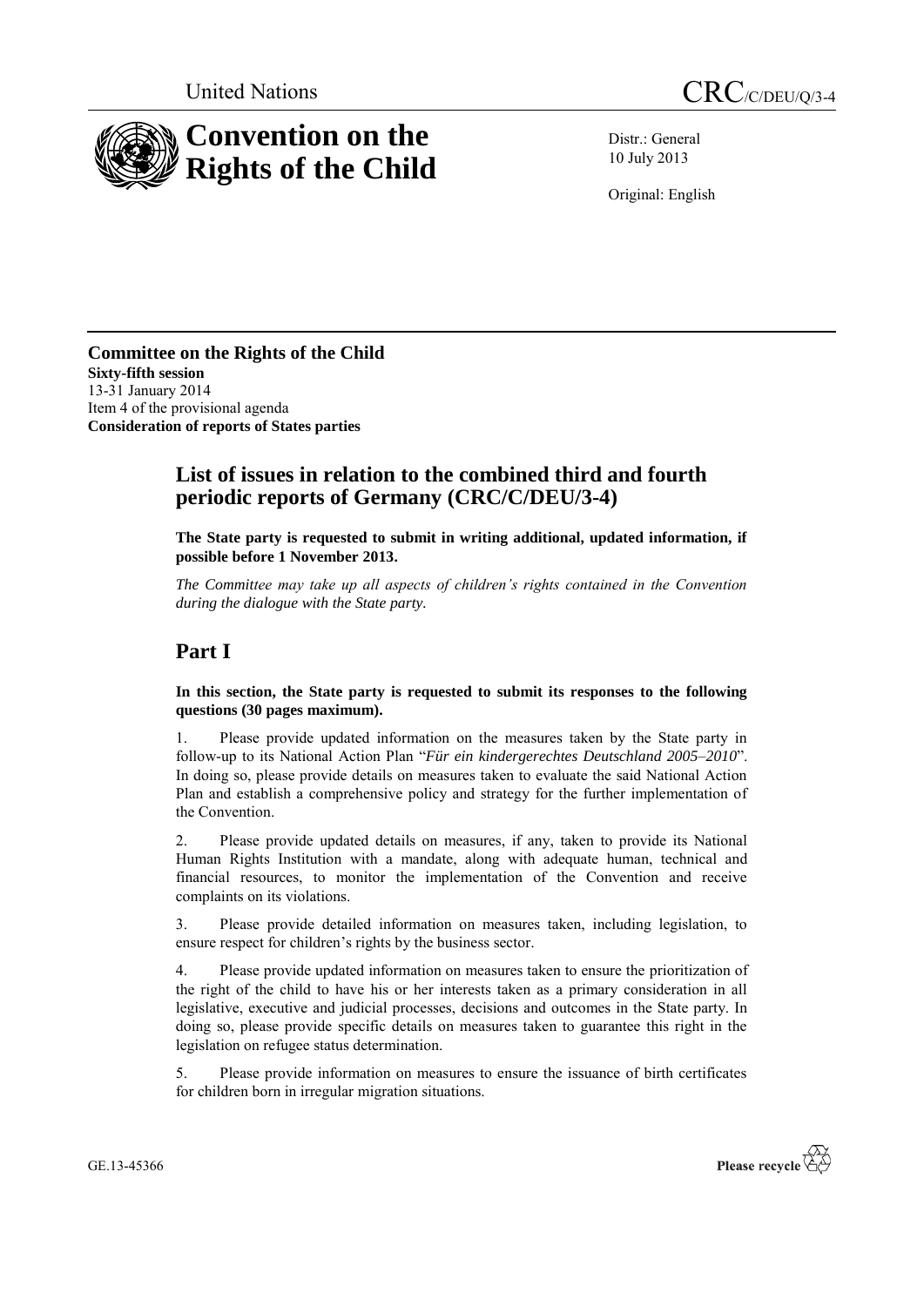United Nations CRC/C/DEU/Q/3-4

# Convention on the Rights of the Child

Distr.: General
10 July 2013

Original: English

**Committee on the Rights of the Child**
**Sixty-fifth session**
13-31 January 2014
Item 4 of the provisional agenda
**Consideration of reports of States parties**

## List of issues in relation to the combined third and fourth periodic reports of Germany (CRC/C/DEU/3-4)

**The State party is requested to submit in writing additional, updated information, if possible before 1 November 2013.**

*The Committee may take up all aspects of children's rights contained in the Convention during the dialogue with the State party.*

# Part I

**In this section, the State party is requested to submit its responses to the following questions (30 pages maximum).**

1. Please provide updated information on the measures taken by the State party in follow-up to its National Action Plan "*Für ein kindergerechtes Deutschland 2005–2010*". In doing so, please provide details on measures taken to evaluate the said National Action Plan and establish a comprehensive policy and strategy for the further implementation of the Convention.

2. Please provide updated details on measures, if any, taken to provide its National Human Rights Institution with a mandate, along with adequate human, technical and financial resources, to monitor the implementation of the Convention and receive complaints on its violations.

3. Please provide detailed information on measures taken, including legislation, to ensure respect for children's rights by the business sector.

4. Please provide updated information on measures taken to ensure the prioritization of the right of the child to have his or her interests taken as a primary consideration in all legislative, executive and judicial processes, decisions and outcomes in the State party. In doing so, please provide specific details on measures taken to guarantee this right in the legislation on refugee status determination.

5. Please provide information on measures to ensure the issuance of birth certificates for children born in irregular migration situations.

GE.13-45366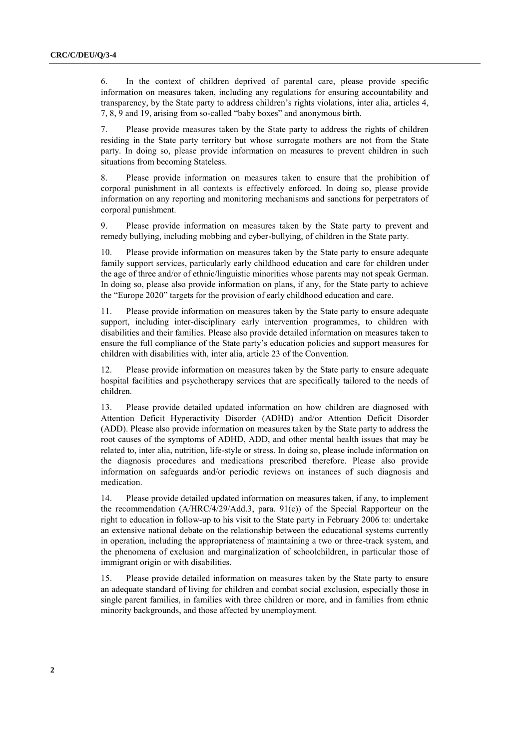6. In the context of children deprived of parental care, please provide specific information on measures taken, including any regulations for ensuring accountability and transparency, by the State party to address children's rights violations, inter alia, articles 4, 7, 8, 9 and 19, arising from so-called "baby boxes" and anonymous birth.

7. Please provide measures taken by the State party to address the rights of children residing in the State party territory but whose surrogate mothers are not from the State party. In doing so, please provide information on measures to prevent children in such situations from becoming Stateless.

8. Please provide information on measures taken to ensure that the prohibition of corporal punishment in all contexts is effectively enforced. In doing so, please provide information on any reporting and monitoring mechanisms and sanctions for perpetrators of corporal punishment.

9. Please provide information on measures taken by the State party to prevent and remedy bullying, including mobbing and cyber-bullying, of children in the State party.

10. Please provide information on measures taken by the State party to ensure adequate family support services, particularly early childhood education and care for children under the age of three and/or of ethnic/linguistic minorities whose parents may not speak German. In doing so, please also provide information on plans, if any, for the State party to achieve the "Europe 2020" targets for the provision of early childhood education and care.

11. Please provide information on measures taken by the State party to ensure adequate support, including inter-disciplinary early intervention programmes, to children with disabilities and their families. Please also provide detailed information on measures taken to ensure the full compliance of the State party's education policies and support measures for children with disabilities with, inter alia, article 23 of the Convention.

12. Please provide information on measures taken by the State party to ensure adequate hospital facilities and psychotherapy services that are specifically tailored to the needs of children.

13. Please provide detailed updated information on how children are diagnosed with Attention Deficit Hyperactivity Disorder (ADHD) and/or Attention Deficit Disorder (ADD). Please also provide information on measures taken by the State party to address the root causes of the symptoms of ADHD, ADD, and other mental health issues that may be related to, inter alia, nutrition, life-style or stress. In doing so, please include information on the diagnosis procedures and medications prescribed therefore. Please also provide information on safeguards and/or periodic reviews on instances of such diagnosis and medication.

14. Please provide detailed updated information on measures taken, if any, to implement the recommendation (A/HRC/4/29/Add.3, para. 91(c)) of the Special Rapporteur on the right to education in follow-up to his visit to the State party in February 2006 to: undertake an extensive national debate on the relationship between the educational systems currently in operation, including the appropriateness of maintaining a two or three-track system, and the phenomena of exclusion and marginalization of schoolchildren, in particular those of immigrant origin or with disabilities.

15. Please provide detailed information on measures taken by the State party to ensure an adequate standard of living for children and combat social exclusion, especially those in single parent families, in families with three children or more, and in families from ethnic minority backgrounds, and those affected by unemployment.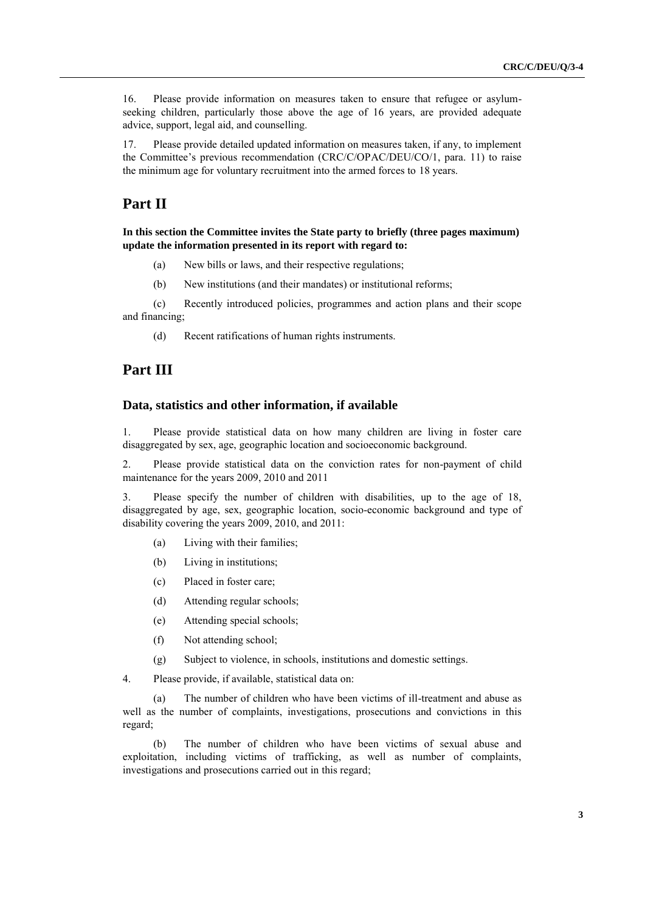16. Please provide information on measures taken to ensure that refugee or asylum-seeking children, particularly those above the age of 16 years, are provided adequate advice, support, legal aid, and counselling.

17. Please provide detailed updated information on measures taken, if any, to implement the Committee's previous recommendation (CRC/C/OPAC/DEU/CO/1, para. 11) to raise the minimum age for voluntary recruitment into the armed forces to 18 years.

# Part II

**In this section the Committee invites the State party to briefly (three pages maximum) update the information presented in its report with regard to:**

(a) New bills or laws, and their respective regulations;

(b) New institutions (and their mandates) or institutional reforms;

(c) Recently introduced policies, programmes and action plans and their scope and financing;

(d) Recent ratifications of human rights instruments.

# Part III

## Data, statistics and other information, if available

1. Please provide statistical data on how many children are living in foster care disaggregated by sex, age, geographic location and socioeconomic background.

2. Please provide statistical data on the conviction rates for non-payment of child maintenance for the years 2009, 2010 and 2011

3. Please specify the number of children with disabilities, up to the age of 18, disaggregated by age, sex, geographic location, socio-economic background and type of disability covering the years 2009, 2010, and 2011:

(a) Living with their families;

(b) Living in institutions;

(c) Placed in foster care;

(d) Attending regular schools;

(e) Attending special schools;

(f) Not attending school;

(g) Subject to violence, in schools, institutions and domestic settings.

4. Please provide, if available, statistical data on:

(a) The number of children who have been victims of ill-treatment and abuse as well as the number of complaints, investigations, prosecutions and convictions in this regard;

(b) The number of children who have been victims of sexual abuse and exploitation, including victims of trafficking, as well as number of complaints, investigations and prosecutions carried out in this regard;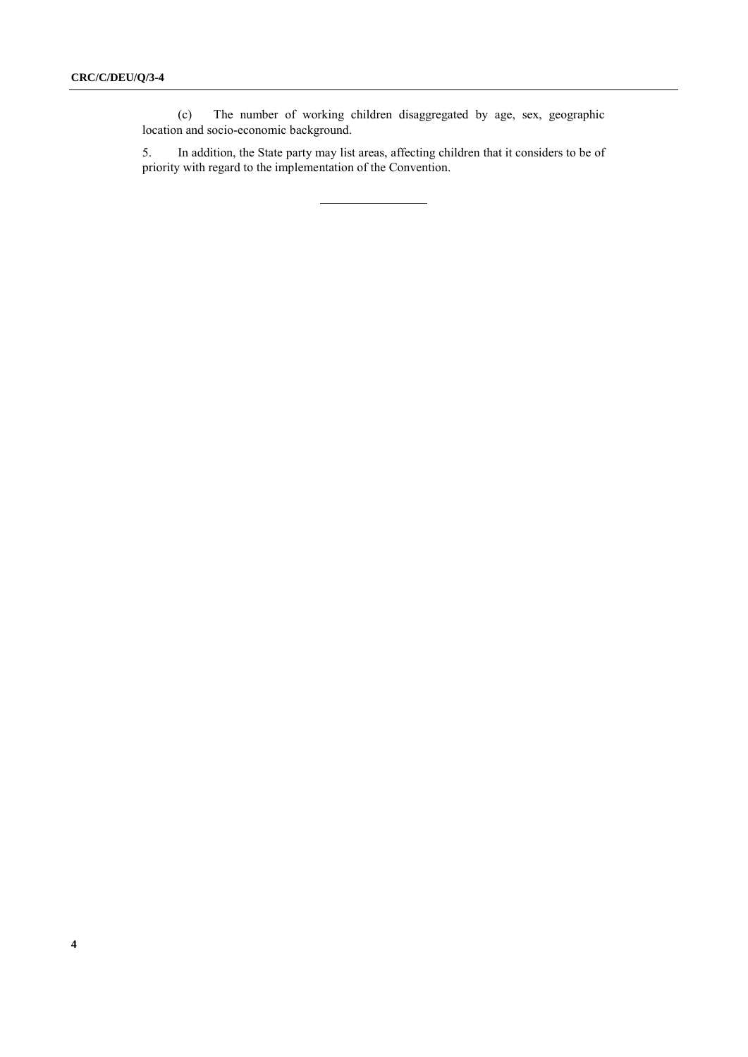(c) The number of working children disaggregated by age, sex, geographic location and socio-economic background.

5. In addition, the State party may list areas, affecting children that it considers to be of priority with regard to the implementation of the Convention.